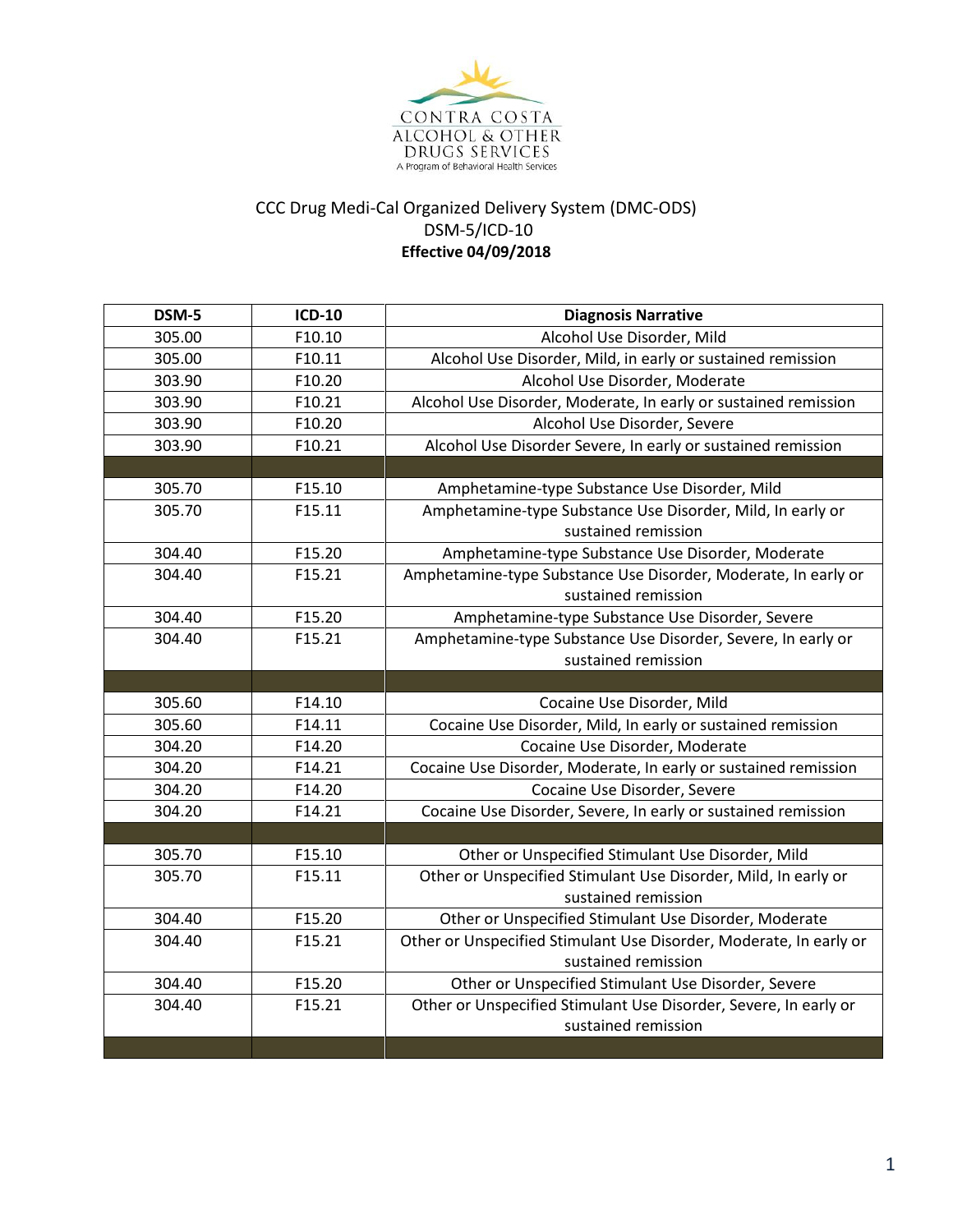CONTRA COSTA
ALCOHOL & OTHER
DRUGS SERVICES
A Program of Behavioral Health Services

# CCC Drug Medi-Cal Organized Delivery System (DMC-ODS)

## DSM-5/ICD-10

**Effective 04/09/2018**

| DSM-5 | ICD-10 | Diagnosis Narrative |
|---|---|---|
| 305.00 | F10.10 | Alcohol Use Disorder, Mild |
| 305.00 | F10.11 | Alcohol Use Disorder, Mild, in early or sustained remission |
| 303.90 | F10.20 | Alcohol Use Disorder, Moderate |
| 303.90 | F10.21 | Alcohol Use Disorder, Moderate, In early or sustained remission |
| 303.90 | F10.20 | Alcohol Use Disorder, Severe |
| 303.90 | F10.21 | Alcohol Use Disorder Severe, In early or sustained remission |
| | | |
| 305.70 | F15.10 | Amphetamine-type Substance Use Disorder, Mild |
| 305.70 | F15.11 | Amphetamine-type Substance Use Disorder, Mild, In early or sustained remission |
| 304.40 | F15.20 | Amphetamine-type Substance Use Disorder, Moderate |
| 304.40 | F15.21 | Amphetamine-type Substance Use Disorder, Moderate, In early or sustained remission |
| 304.40 | F15.20 | Amphetamine-type Substance Use Disorder, Severe |
| 304.40 | F15.21 | Amphetamine-type Substance Use Disorder, Severe, In early or sustained remission |
| | | |
| 305.60 | F14.10 | Cocaine Use Disorder, Mild |
| 305.60 | F14.11 | Cocaine Use Disorder, Mild, In early or sustained remission |
| 304.20 | F14.20 | Cocaine Use Disorder, Moderate |
| 304.20 | F14.21 | Cocaine Use Disorder, Moderate, In early or sustained remission |
| 304.20 | F14.20 | Cocaine Use Disorder, Severe |
| 304.20 | F14.21 | Cocaine Use Disorder, Severe, In early or sustained remission |
| | | |
| 305.70 | F15.10 | Other or Unspecified Stimulant Use Disorder, Mild |
| 305.70 | F15.11 | Other or Unspecified Stimulant Use Disorder, Mild, In early or sustained remission |
| 304.40 | F15.20 | Other or Unspecified Stimulant Use Disorder, Moderate |
| 304.40 | F15.21 | Other or Unspecified Stimulant Use Disorder, Moderate, In early or sustained remission |
| 304.40 | F15.20 | Other or Unspecified Stimulant Use Disorder, Severe |
| 304.40 | F15.21 | Other or Unspecified Stimulant Use Disorder, Severe, In early or sustained remission |
| | | |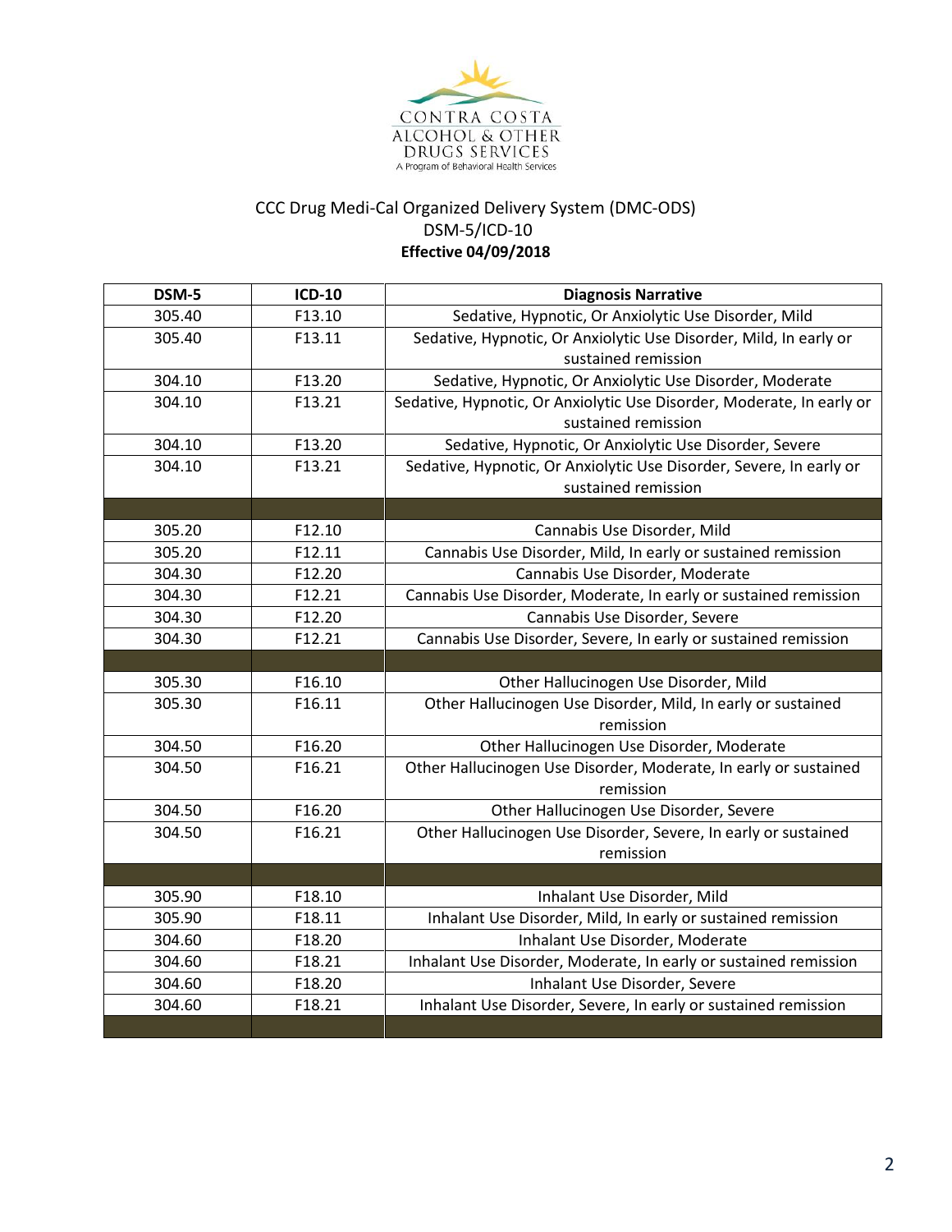CONTRA COSTA
ALCOHOL & OTHER
DRUGS SERVICES
A Program of Behavioral Health Services

CCC Drug Medi-Cal Organized Delivery System (DMC-ODS)
DSM-5/ICD-10
**Effective 04/09/2018**

| DSM-5 | ICD-10 | Diagnosis Narrative |
|---|---|---|
| 305.40 | F13.10 | Sedative, Hypnotic, Or Anxiolytic Use Disorder, Mild |
| 305.40 | F13.11 | Sedative, Hypnotic, Or Anxiolytic Use Disorder, Mild, In early or sustained remission |
| 304.10 | F13.20 | Sedative, Hypnotic, Or Anxiolytic Use Disorder, Moderate |
| 304.10 | F13.21 | Sedative, Hypnotic, Or Anxiolytic Use Disorder, Moderate, In early or sustained remission |
| 304.10 | F13.20 | Sedative, Hypnotic, Or Anxiolytic Use Disorder, Severe |
| 304.10 | F13.21 | Sedative, Hypnotic, Or Anxiolytic Use Disorder, Severe, In early or sustained remission |
| | | |
| 305.20 | F12.10 | Cannabis Use Disorder, Mild |
| 305.20 | F12.11 | Cannabis Use Disorder, Mild, In early or sustained remission |
| 304.30 | F12.20 | Cannabis Use Disorder, Moderate |
| 304.30 | F12.21 | Cannabis Use Disorder, Moderate, In early or sustained remission |
| 304.30 | F12.20 | Cannabis Use Disorder, Severe |
| 304.30 | F12.21 | Cannabis Use Disorder, Severe, In early or sustained remission |
| | | |
| 305.30 | F16.10 | Other Hallucinogen Use Disorder, Mild |
| 305.30 | F16.11 | Other Hallucinogen Use Disorder, Mild, In early or sustained remission |
| 304.50 | F16.20 | Other Hallucinogen Use Disorder, Moderate |
| 304.50 | F16.21 | Other Hallucinogen Use Disorder, Moderate, In early or sustained remission |
| 304.50 | F16.20 | Other Hallucinogen Use Disorder, Severe |
| 304.50 | F16.21 | Other Hallucinogen Use Disorder, Severe, In early or sustained remission |
| | | |
| 305.90 | F18.10 | Inhalant Use Disorder, Mild |
| 305.90 | F18.11 | Inhalant Use Disorder, Mild, In early or sustained remission |
| 304.60 | F18.20 | Inhalant Use Disorder, Moderate |
| 304.60 | F18.21 | Inhalant Use Disorder, Moderate, In early or sustained remission |
| 304.60 | F18.20 | Inhalant Use Disorder, Severe |
| 304.60 | F18.21 | Inhalant Use Disorder, Severe, In early or sustained remission |
| | | |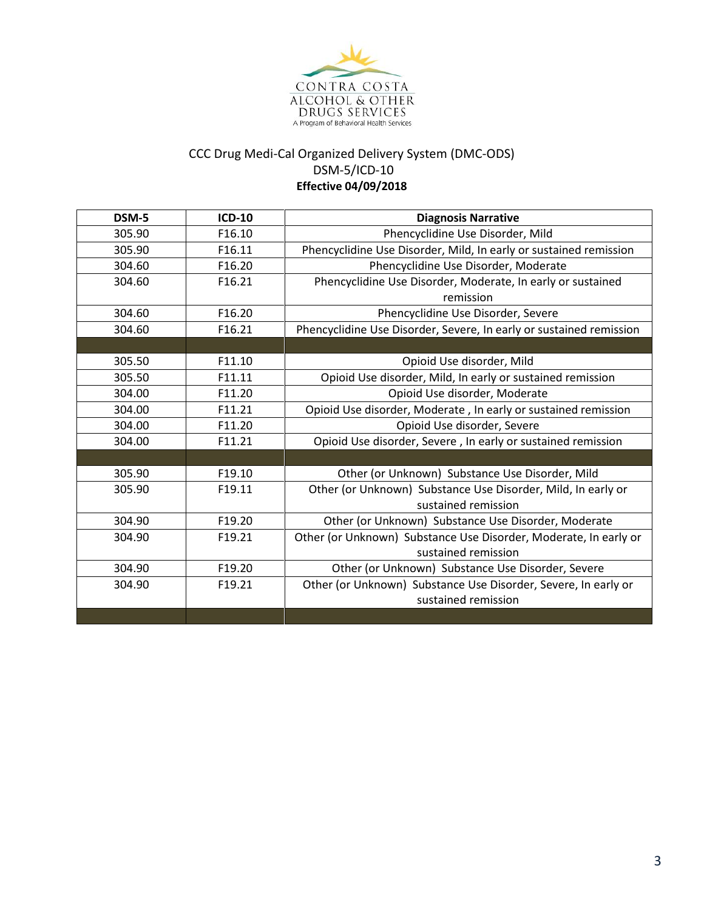CONTRA COSTA
ALCOHOL & OTHER
DRUGS SERVICES
A Program of Behavioral Health Services

CCC Drug Medi-Cal Organized Delivery System (DMC-ODS)
DSM-5/ICD-10
**Effective 04/09/2018**

| DSM-5 | ICD-10 | Diagnosis Narrative |
|---|---|---|
| 305.90 | F16.10 | Phencyclidine Use Disorder, Mild |
| 305.90 | F16.11 | Phencyclidine Use Disorder, Mild, In early or sustained remission |
| 304.60 | F16.20 | Phencyclidine Use Disorder, Moderate |
| 304.60 | F16.21 | Phencyclidine Use Disorder, Moderate, In early or sustained remission |
| 304.60 | F16.20 | Phencyclidine Use Disorder, Severe |
| 304.60 | F16.21 | Phencyclidine Use Disorder, Severe, In early or sustained remission |
| | | |
| 305.50 | F11.10 | Opioid Use disorder, Mild |
| 305.50 | F11.11 | Opioid Use disorder, Mild, In early or sustained remission |
| 304.00 | F11.20 | Opioid Use disorder, Moderate |
| 304.00 | F11.21 | Opioid Use disorder, Moderate , In early or sustained remission |
| 304.00 | F11.20 | Opioid Use disorder, Severe |
| 304.00 | F11.21 | Opioid Use disorder, Severe , In early or sustained remission |
| | | |
| 305.90 | F19.10 | Other (or Unknown) Substance Use Disorder, Mild |
| 305.90 | F19.11 | Other (or Unknown) Substance Use Disorder, Mild, In early or sustained remission |
| 304.90 | F19.20 | Other (or Unknown) Substance Use Disorder, Moderate |
| 304.90 | F19.21 | Other (or Unknown) Substance Use Disorder, Moderate, In early or sustained remission |
| 304.90 | F19.20 | Other (or Unknown) Substance Use Disorder, Severe |
| 304.90 | F19.21 | Other (or Unknown) Substance Use Disorder, Severe, In early or sustained remission |
| | | |